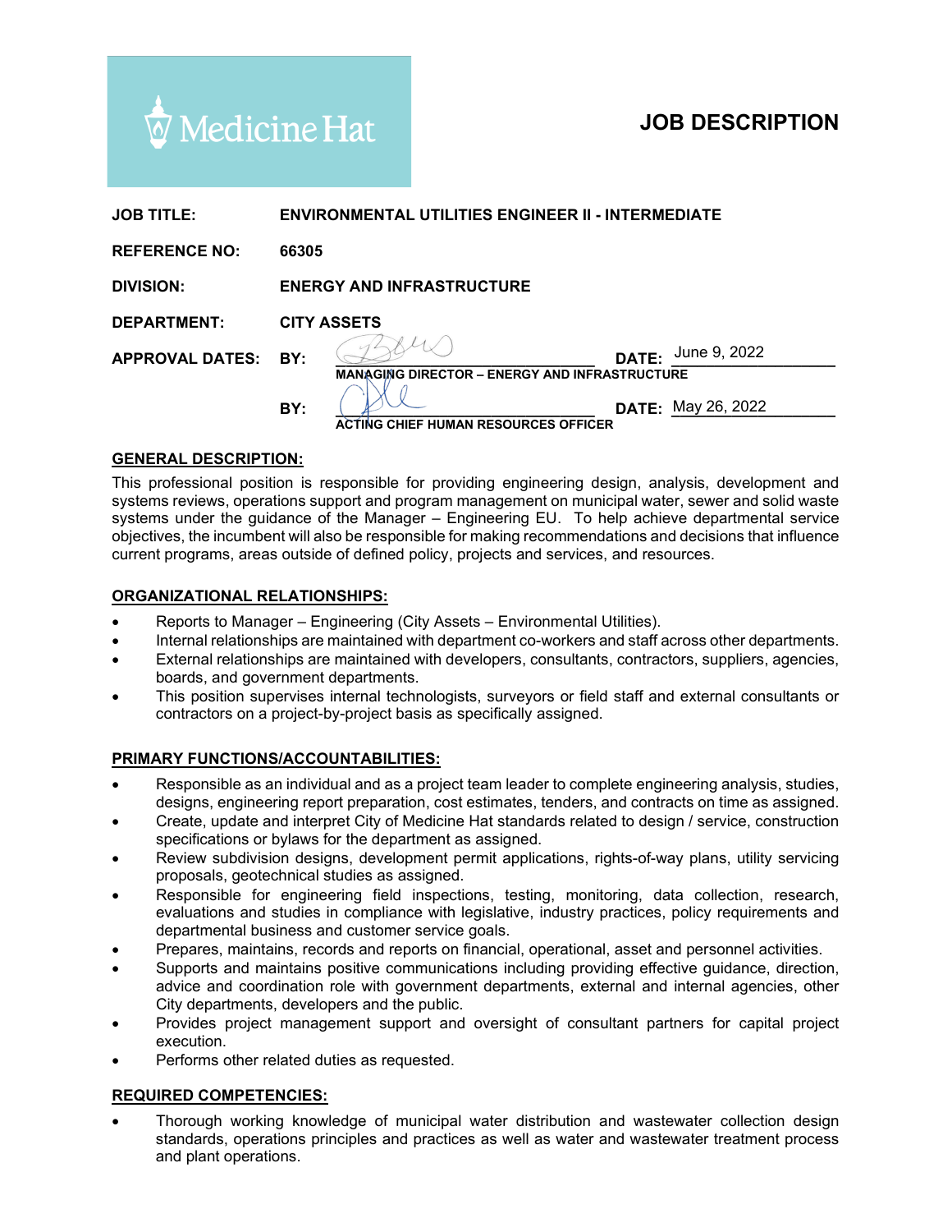Medicine Hat

# JOB DESCRIPTION

| | |
|---|---|
| **JOB TITLE:** | **ENVIRONMENTAL UTILITIES ENGINEER II - INTERMEDIATE** |
| **REFERENCE NO:** | **66305** |
| **DIVISION:** | **ENERGY AND INFRASTRUCTURE** |
| **DEPARTMENT:** | **CITY ASSETS** |
| **APPROVAL DATES:** | **BY:** ____________ **DATE:** June 9, 2022 |
| | **MANAGING DIRECTOR – ENERGY AND INFRASTRUCTURE** |
| | **BY:** ____________ **DATE:** May 26, 2022 |
| | **ACTING CHIEF HUMAN RESOURCES OFFICER** |

## GENERAL DESCRIPTION:

This professional position is responsible for providing engineering design, analysis, development and systems reviews, operations support and program management on municipal water, sewer and solid waste systems under the guidance of the Manager – Engineering EU. To help achieve departmental service objectives, the incumbent will also be responsible for making recommendations and decisions that influence current programs, areas outside of defined policy, projects and services, and resources.

## ORGANIZATIONAL RELATIONSHIPS:

- Reports to Manager – Engineering (City Assets – Environmental Utilities).
- Internal relationships are maintained with department co-workers and staff across other departments.
- External relationships are maintained with developers, consultants, contractors, suppliers, agencies, boards, and government departments.
- This position supervises internal technologists, surveyors or field staff and external consultants or contractors on a project-by-project basis as specifically assigned.

## PRIMARY FUNCTIONS/ACCOUNTABILITIES:

- Responsible as an individual and as a project team leader to complete engineering analysis, studies, designs, engineering report preparation, cost estimates, tenders, and contracts on time as assigned.
- Create, update and interpret City of Medicine Hat standards related to design / service, construction specifications or bylaws for the department as assigned.
- Review subdivision designs, development permit applications, rights-of-way plans, utility servicing proposals, geotechnical studies as assigned.
- Responsible for engineering field inspections, testing, monitoring, data collection, research, evaluations and studies in compliance with legislative, industry practices, policy requirements and departmental business and customer service goals.
- Prepares, maintains, records and reports on financial, operational, asset and personnel activities.
- Supports and maintains positive communications including providing effective guidance, direction, advice and coordination role with government departments, external and internal agencies, other City departments, developers and the public.
- Provides project management support and oversight of consultant partners for capital project execution.
- Performs other related duties as requested.

## REQUIRED COMPETENCIES:

- Thorough working knowledge of municipal water distribution and wastewater collection design standards, operations principles and practices as well as water and wastewater treatment process and plant operations.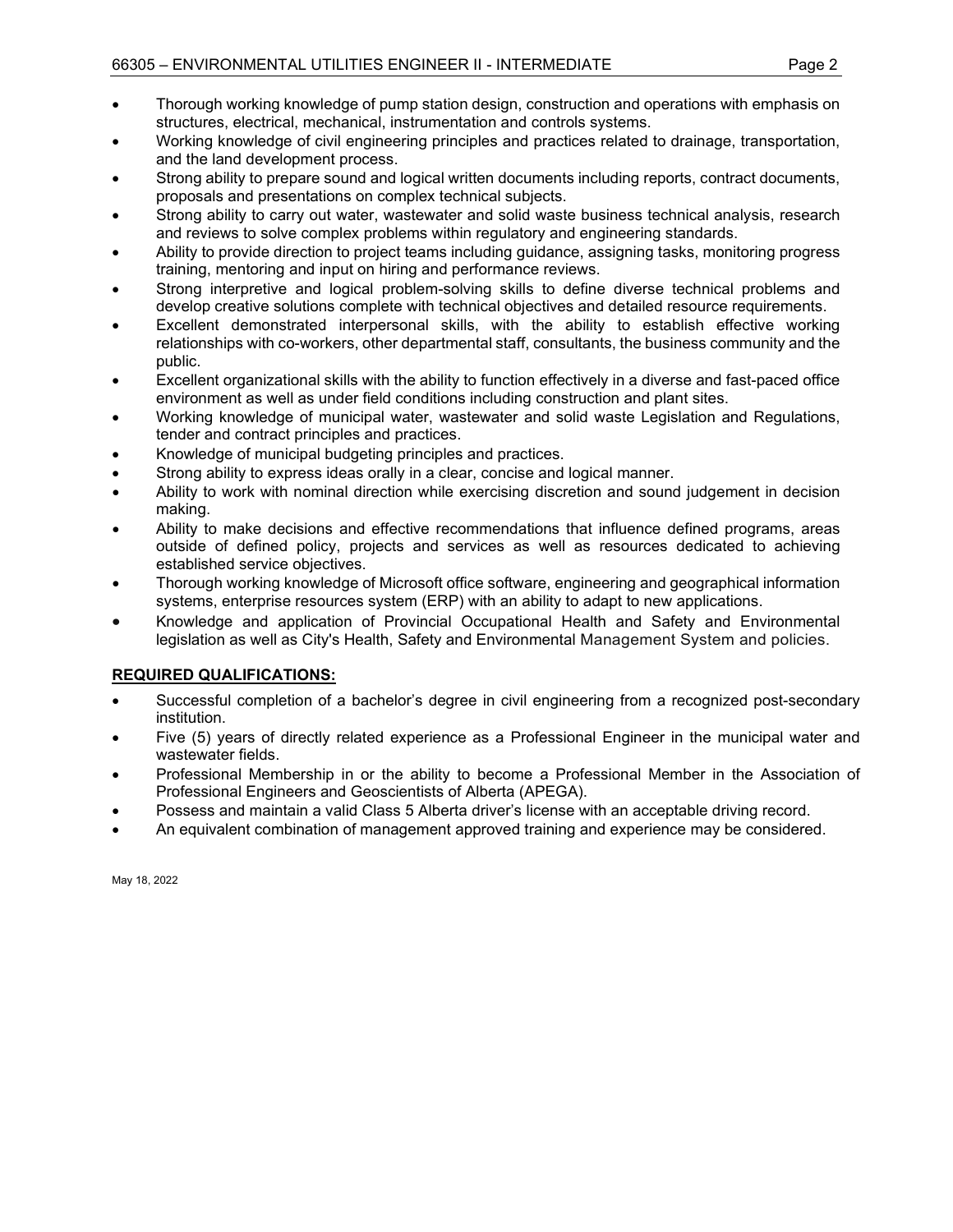- Thorough working knowledge of pump station design, construction and operations with emphasis on structures, electrical, mechanical, instrumentation and controls systems.
- Working knowledge of civil engineering principles and practices related to drainage, transportation, and the land development process.
- Strong ability to prepare sound and logical written documents including reports, contract documents, proposals and presentations on complex technical subjects.
- Strong ability to carry out water, wastewater and solid waste business technical analysis, research and reviews to solve complex problems within regulatory and engineering standards.
- Ability to provide direction to project teams including guidance, assigning tasks, monitoring progress training, mentoring and input on hiring and performance reviews.
- Strong interpretive and logical problem-solving skills to define diverse technical problems and develop creative solutions complete with technical objectives and detailed resource requirements.
- Excellent demonstrated interpersonal skills, with the ability to establish effective working relationships with co-workers, other departmental staff, consultants, the business community and the public.
- Excellent organizational skills with the ability to function effectively in a diverse and fast-paced office environment as well as under field conditions including construction and plant sites.
- Working knowledge of municipal water, wastewater and solid waste Legislation and Regulations, tender and contract principles and practices.
- Knowledge of municipal budgeting principles and practices.
- Strong ability to express ideas orally in a clear, concise and logical manner.
- Ability to work with nominal direction while exercising discretion and sound judgement in decision making.
- Ability to make decisions and effective recommendations that influence defined programs, areas outside of defined policy, projects and services as well as resources dedicated to achieving established service objectives.
- Thorough working knowledge of Microsoft office software, engineering and geographical information systems, enterprise resources system (ERP) with an ability to adapt to new applications.
- Knowledge and application of Provincial Occupational Health and Safety and Environmental legislation as well as City's Health, Safety and Environmental Management System and policies.

**REQUIRED QUALIFICATIONS:**

- Successful completion of a bachelor's degree in civil engineering from a recognized post-secondary institution.
- Five (5) years of directly related experience as a Professional Engineer in the municipal water and wastewater fields.
- Professional Membership in or the ability to become a Professional Member in the Association of Professional Engineers and Geoscientists of Alberta (APEGA).
- Possess and maintain a valid Class 5 Alberta driver's license with an acceptable driving record.
- An equivalent combination of management approved training and experience may be considered.

May 18, 2022